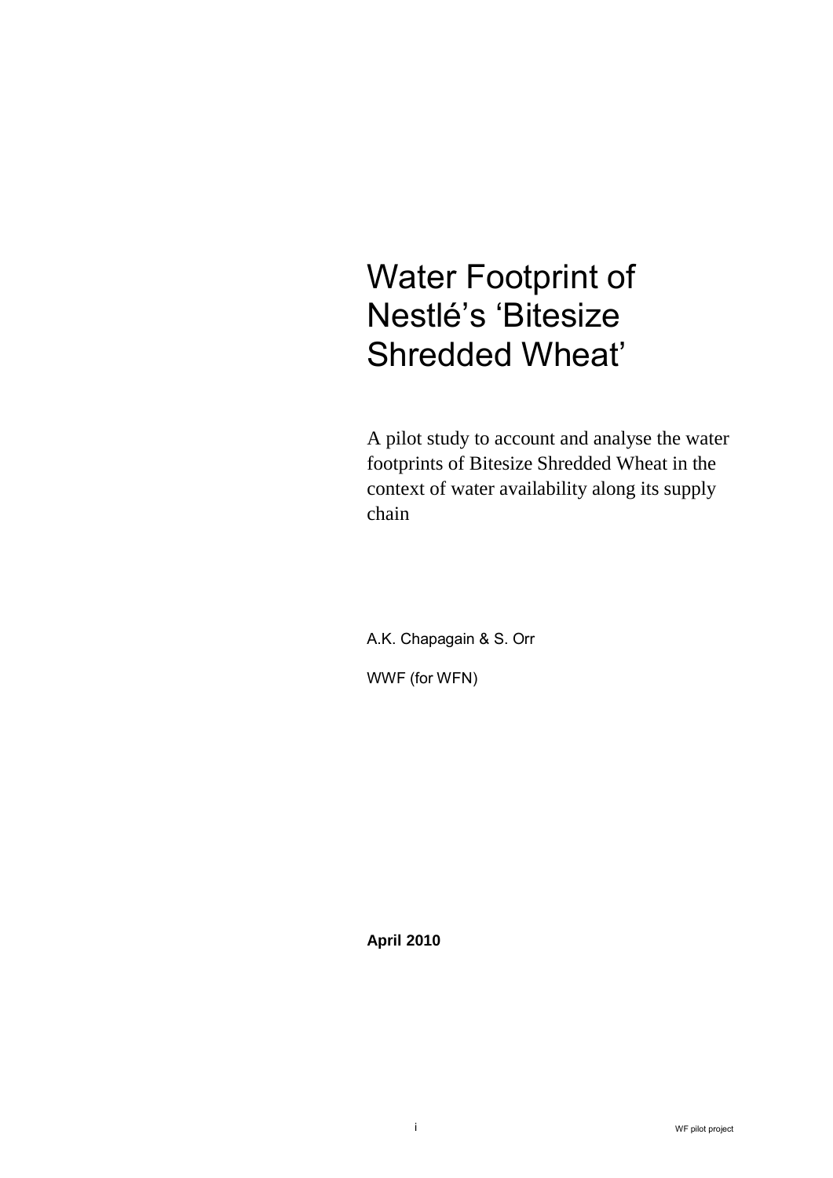# Water Footprint of Nestlé's 'Bitesize Shredded Wheat'

A pilot study to account and analyse the water footprints of Bitesize Shredded Wheat in the context of water availability along its supply chain

A.K. Chapagain & S. Orr

WWF (for WFN)

**April 2010**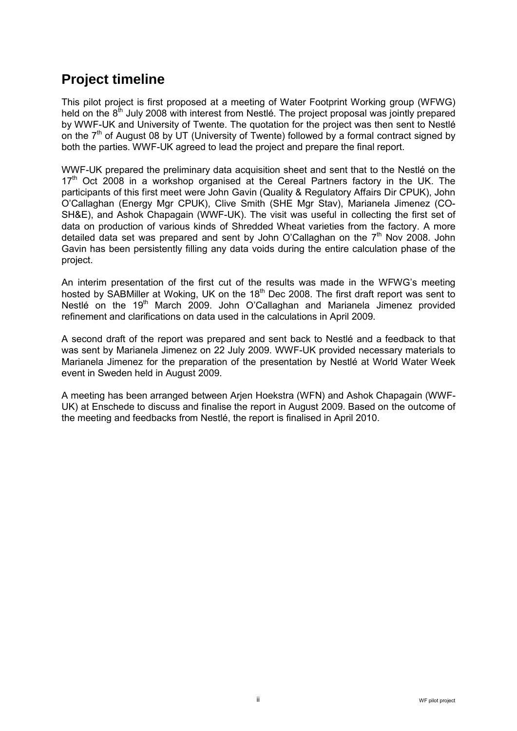## Project timeline

This pilot project is first proposed at a meeting of Water Footprint Working group (WFWG) held on the 8th July 2008 with interest from Nestlé. The project proposal was jointly prepared by WWF-UK and University of Twente. The quotation for the project was then sent to Nestlé on the 7th of August 08 by UT (University of Twente) followed by a formal contract signed by both the parties. WWF-UK agreed to lead the project and prepare the final report.

WWF-UK prepared the preliminary data acquisition sheet and sent that to the Nestlé on the 17th Oct 2008 in a workshop organised at the Cereal Partners factory in the UK. The participants of this first meet were John Gavin (Quality & Regulatory Affairs Dir CPUK), John O'Callaghan (Energy Mgr CPUK), Clive Smith (SHE Mgr Stav), Marianela Jimenez (CO-SH&E), and Ashok Chapagain (WWF-UK). The visit was useful in collecting the first set of data on production of various kinds of Shredded Wheat varieties from the factory. A more detailed data set was prepared and sent by John O'Callaghan on the 7th Nov 2008. John Gavin has been persistently filling any data voids during the entire calculation phase of the project.

An interim presentation of the first cut of the results was made in the WFWG's meeting hosted by SABMiller at Woking, UK on the 18th Dec 2008. The first draft report was sent to Nestlé on the 19th March 2009. John O'Callaghan and Marianela Jimenez provided refinement and clarifications on data used in the calculations in April 2009.

A second draft of the report was prepared and sent back to Nestlé and a feedback to that was sent by Marianela Jimenez on 22 July 2009. WWF-UK provided necessary materials to Marianela Jimenez for the preparation of the presentation by Nestlé at World Water Week event in Sweden held in August 2009.

A meeting has been arranged between Arjen Hoekstra (WFN) and Ashok Chapagain (WWF-UK) at Enschede to discuss and finalise the report in August 2009. Based on the outcome of the meeting and feedbacks from Nestlé, the report is finalised in April 2010.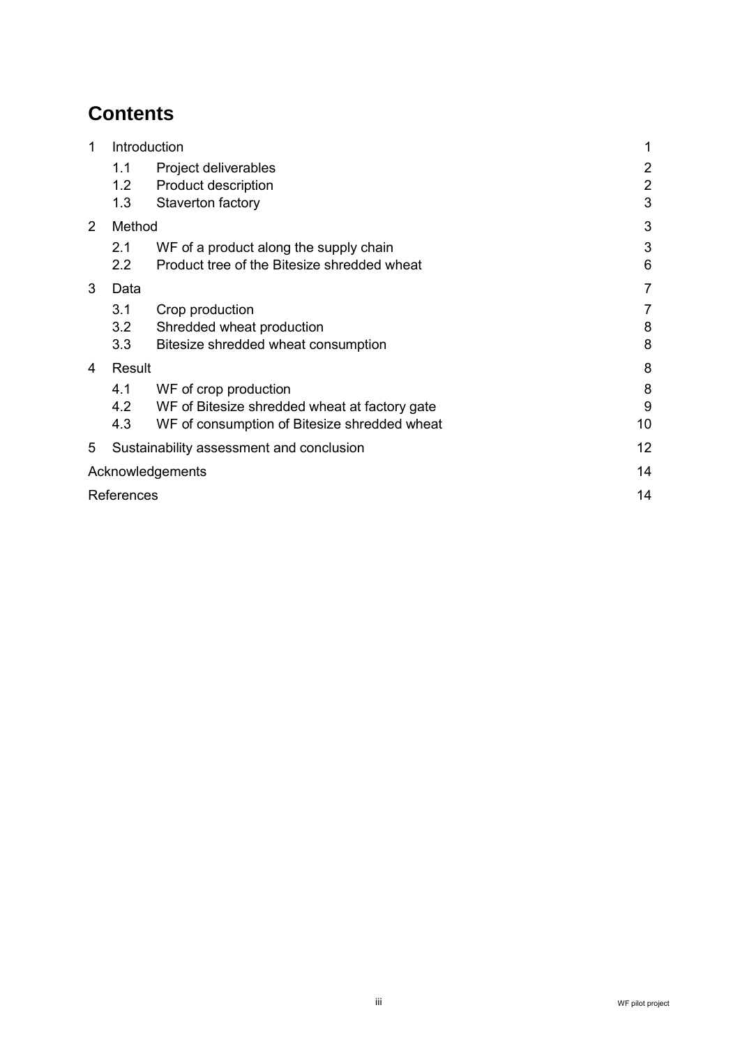# Contents

| | | |
|---|---|---|
| 1 | Introduction | 1 |
| 1.1 | Project deliverables | 2 |
| 1.2 | Product description | 2 |
| 1.3 | Staverton factory | 3 |
| 2 | Method | 3 |
| 2.1 | WF of a product along the supply chain | 3 |
| 2.2 | Product tree of the Bitesize shredded wheat | 6 |
| 3 | Data | 7 |
| 3.1 | Crop production | 7 |
| 3.2 | Shredded wheat production | 8 |
| 3.3 | Bitesize shredded wheat consumption | 8 |
| 4 | Result | 8 |
| 4.1 | WF of crop production | 8 |
| 4.2 | WF of Bitesize shredded wheat at factory gate | 9 |
| 4.3 | WF of consumption of Bitesize shredded wheat | 10 |
| 5 | Sustainability assessment and conclusion | 12 |
| | Acknowledgements | 14 |
| | References | 14 |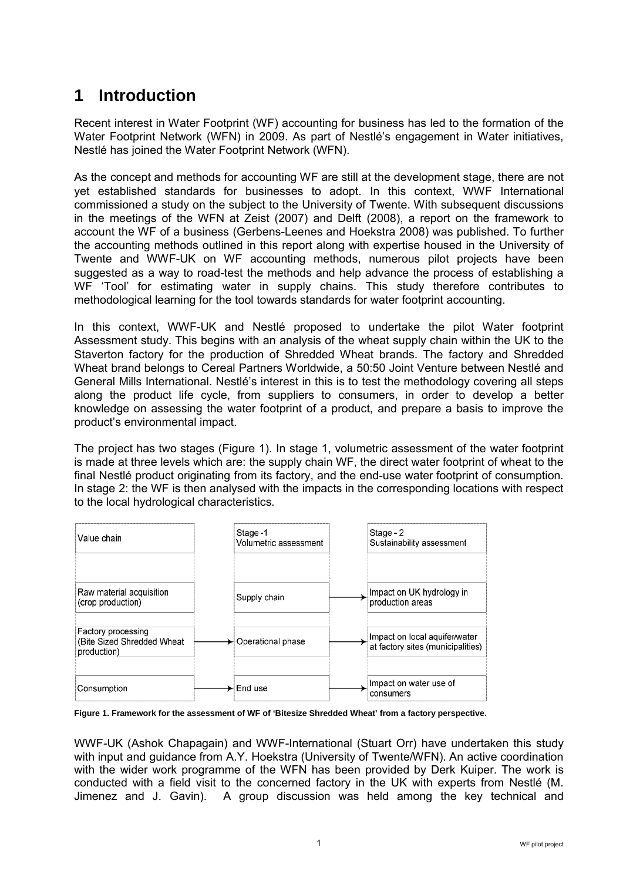# 1 Introduction

Recent interest in Water Footprint (WF) accounting for business has led to the formation of the Water Footprint Network (WFN) in 2009. As part of Nestlé's engagement in Water initiatives, Nestlé has joined the Water Footprint Network (WFN).

As the concept and methods for accounting WF are still at the development stage, there are not yet established standards for businesses to adopt. In this context, WWF International commissioned a study on the subject to the University of Twente. With subsequent discussions in the meetings of the WFN at Zeist (2007) and Delft (2008), a report on the framework to account the WF of a business (Gerbens-Leenes and Hoekstra 2008) was published. To further the accounting methods outlined in this report along with expertise housed in the University of Twente and WWF-UK on WF accounting methods, numerous pilot projects have been suggested as a way to road-test the methods and help advance the process of establishing a WF 'Tool' for estimating water in supply chains. This study therefore contributes to methodological learning for the tool towards standards for water footprint accounting.

In this context, WWF-UK and Nestlé proposed to undertake the pilot Water footprint Assessment study. This begins with an analysis of the wheat supply chain within the UK to the Staverton factory for the production of Shredded Wheat brands. The factory and Shredded Wheat brand belongs to Cereal Partners Worldwide, a 50:50 Joint Venture between Nestlé and General Mills International. Nestlé's interest in this is to test the methodology covering all steps along the product life cycle, from suppliers to consumers, in order to develop a better knowledge on assessing the water footprint of a product, and prepare a basis to improve the product's environmental impact.

The project has two stages (Figure 1). In stage 1, volumetric assessment of the water footprint is made at three levels which are: the supply chain WF, the direct water footprint of wheat to the final Nestlé product originating from its factory, and the end-use water footprint of consumption. In stage 2: the WF is then analysed with the impacts in the corresponding locations with respect to the local hydrological characteristics.

| Value chain | Stage -1 Volumetric assessment | Stage - 2 Sustainability assessment |
|---|---|---|
| Raw material acquisition (crop production) | Supply chain | → Impact on UK hydrology in production areas |
| Factory processing (Bite Sized Shredded Wheat production) | → Operational phase | → Impact on local aquifer/water at factory sites (municipalities) |
| Consumption | → End use | → Impact on water use of consumers |

**Figure 1. Framework for the assessment of WF of 'Bitesize Shredded Wheat' from a factory perspective.**

WWF-UK (Ashok Chapagain) and WWF-International (Stuart Orr) have undertaken this study with input and guidance from A.Y. Hoekstra (University of Twente/WFN). An active coordination with the wider work programme of the WFN has been provided by Derk Kuiper. The work is conducted with a field visit to the concerned factory in the UK with experts from Nestlé (M. Jimenez and J. Gavin). A group discussion was held among the key technical and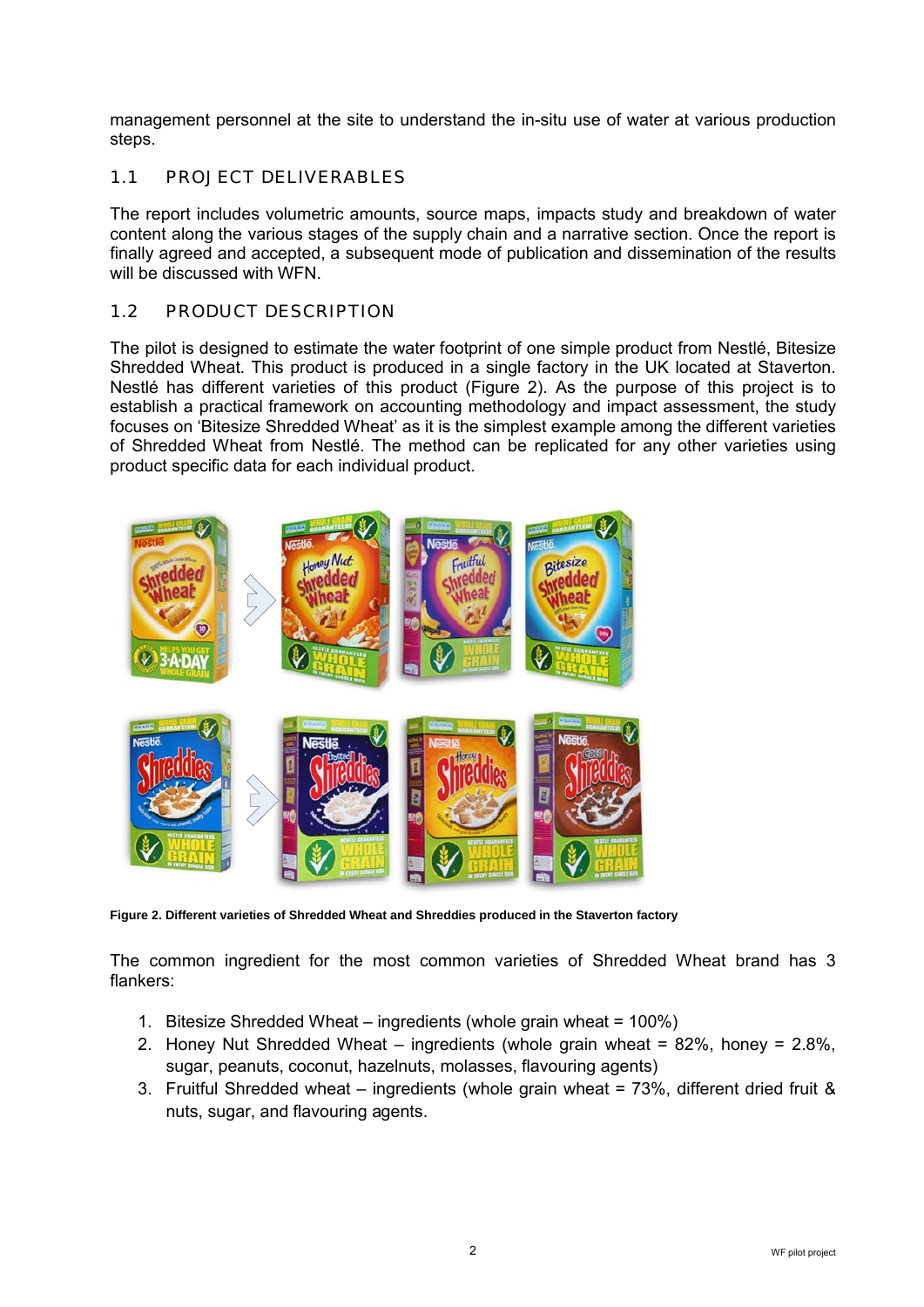management personnel at the site to understand the in-situ use of water at various production steps.

## 1.1 PROJECT DELIVERABLES

The report includes volumetric amounts, source maps, impacts study and breakdown of water content along the various stages of the supply chain and a narrative section. Once the report is finally agreed and accepted, a subsequent mode of publication and dissemination of the results will be discussed with WFN.

## 1.2 PRODUCT DESCRIPTION

The pilot is designed to estimate the water footprint of one simple product from Nestlé, Bitesize Shredded Wheat. This product is produced in a single factory in the UK located at Staverton. Nestlé has different varieties of this product (Figure 2). As the purpose of this project is to establish a practical framework on accounting methodology and impact assessment, the study focuses on 'Bitesize Shredded Wheat' as it is the simplest example among the different varieties of Shredded Wheat from Nestlé. The method can be replicated for any other varieties using product specific data for each individual product.

**Figure 2. Different varieties of Shredded Wheat and Shreddies produced in the Staverton factory**

The common ingredient for the most common varieties of Shredded Wheat brand has 3 flankers:

1. Bitesize Shredded Wheat – ingredients (whole grain wheat = 100%)
2. Honey Nut Shredded Wheat – ingredients (whole grain wheat = 82%, honey = 2.8%, sugar, peanuts, coconut, hazelnuts, molasses, flavouring agents)
3. Fruitful Shredded wheat – ingredients (whole grain wheat = 73%, different dried fruit & nuts, sugar, and flavouring agents.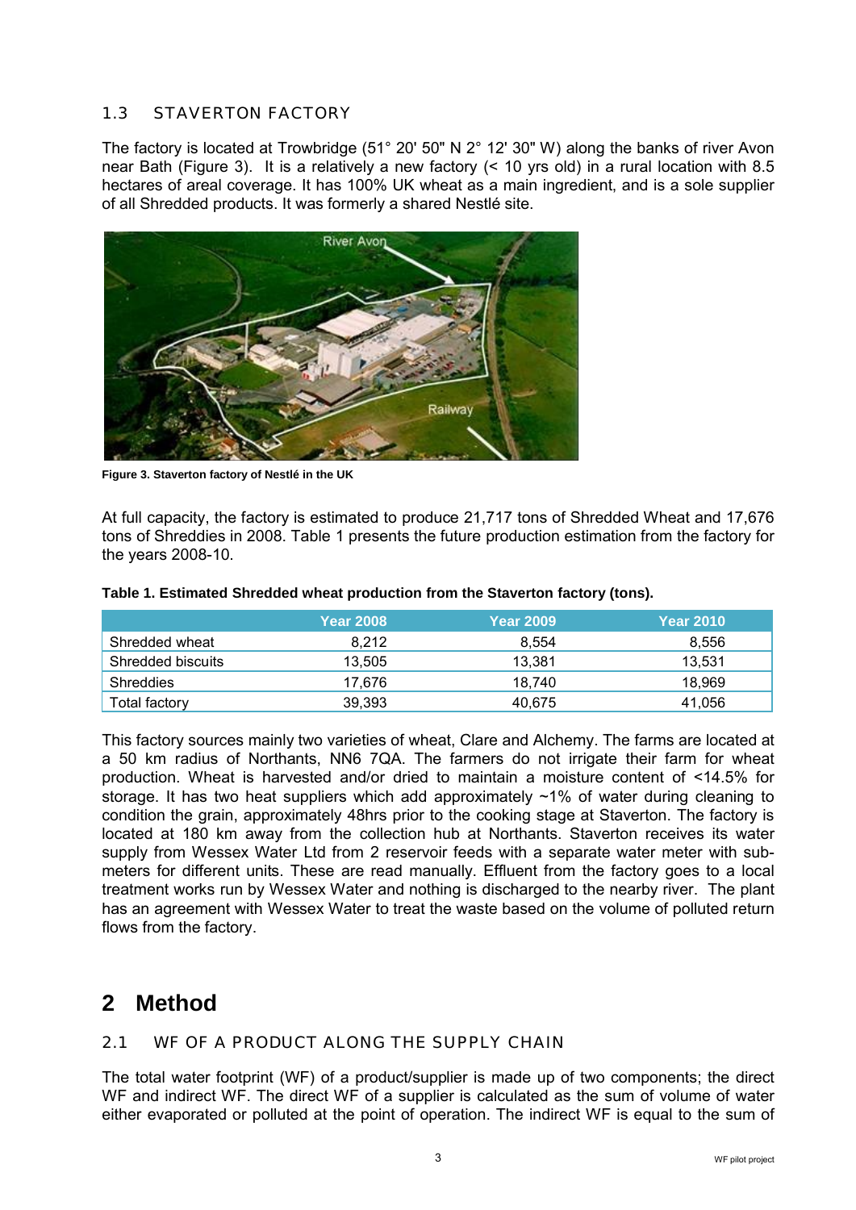### 1.3 STAVERTON FACTORY

The factory is located at Trowbridge (51° 20' 50" N 2° 12' 30" W) along the banks of river Avon near Bath (Figure 3). It is a relatively a new factory (< 10 yrs old) in a rural location with 8.5 hectares of areal coverage. It has 100% UK wheat as a main ingredient, and is a sole supplier of all Shredded products. It was formerly a shared Nestlé site.

**Figure 3. Staverton factory of Nestlé in the UK**

At full capacity, the factory is estimated to produce 21,717 tons of Shredded Wheat and 17,676 tons of Shreddies in 2008. Table 1 presents the future production estimation from the factory for the years 2008-10.

**Table 1. Estimated Shredded wheat production from the Staverton factory (tons).**

| | Year 2008 | Year 2009 | Year 2010 |
|---|---|---|---|
| Shredded wheat | 8,212 | 8,554 | 8,556 |
| Shredded biscuits | 13,505 | 13,381 | 13,531 |
| Shreddies | 17,676 | 18,740 | 18,969 |
| Total factory | 39,393 | 40,675 | 41,056 |

This factory sources mainly two varieties of wheat, Clare and Alchemy. The farms are located at a 50 km radius of Northants, NN6 7QA. The farmers do not irrigate their farm for wheat production. Wheat is harvested and/or dried to maintain a moisture content of <14.5% for storage. It has two heat suppliers which add approximately ~1% of water during cleaning to condition the grain, approximately 48hrs prior to the cooking stage at Staverton. The factory is located at 180 km away from the collection hub at Northants. Staverton receives its water supply from Wessex Water Ltd from 2 reservoir feeds with a separate water meter with sub-meters for different units. These are read manually. Effluent from the factory goes to a local treatment works run by Wessex Water and nothing is discharged to the nearby river. The plant has an agreement with Wessex Water to treat the waste based on the volume of polluted return flows from the factory.

# 2 Method

### 2.1 WF OF A PRODUCT ALONG THE SUPPLY CHAIN

The total water footprint (WF) of a product/supplier is made up of two components; the direct WF and indirect WF. The direct WF of a supplier is calculated as the sum of volume of water either evaporated or polluted at the point of operation. The indirect WF is equal to the sum of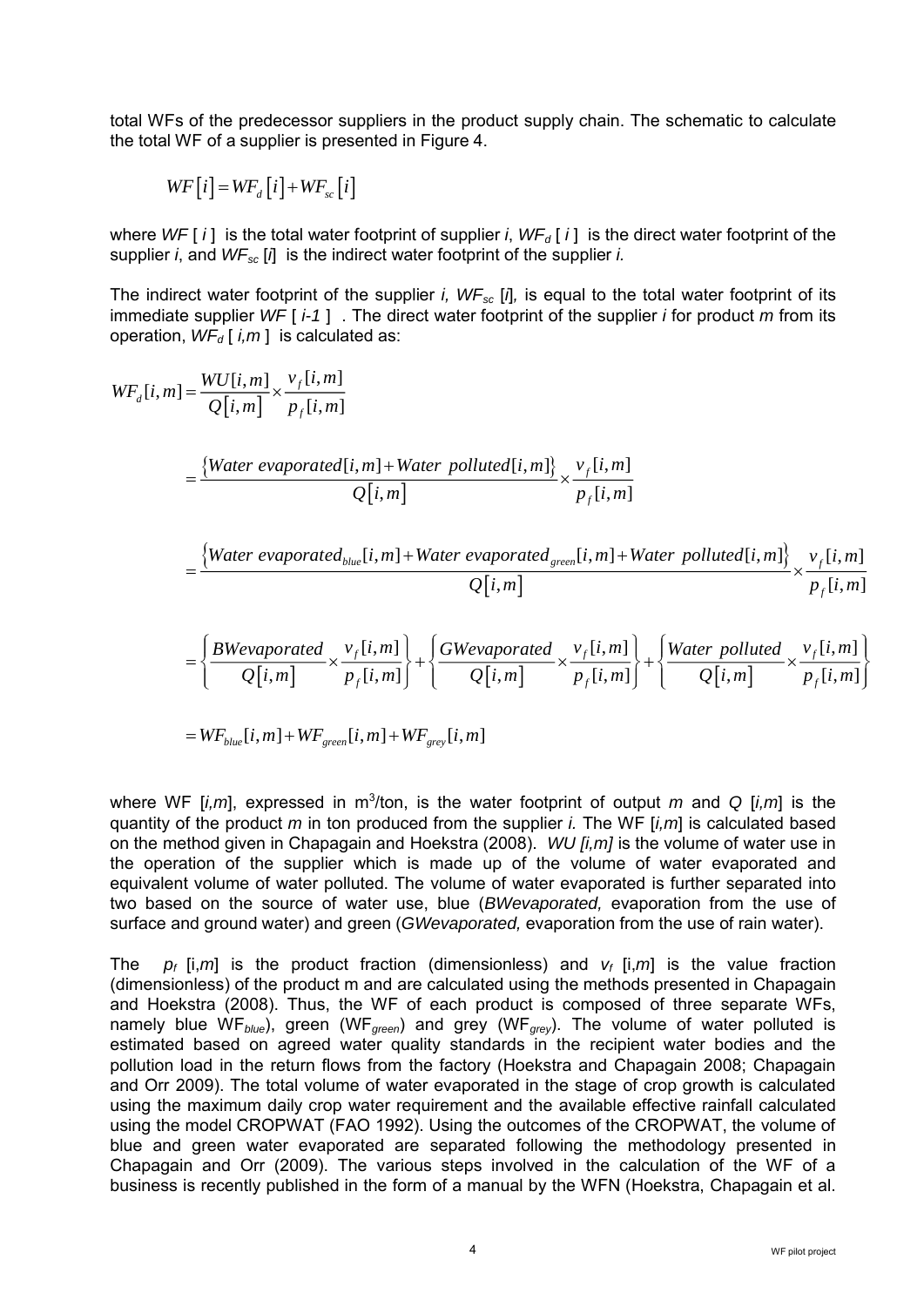total WFs of the predecessor suppliers in the product supply chain. The schematic to calculate the total WF of a supplier is presented in Figure 4.

$$WF[i] = WF_d[i] + WF_{sc}[i]$$

where $WF[i]$ is the total water footprint of supplier $i$, $WF_d[i]$ is the direct water footprint of the supplier $i$, and $WF_{sc}[i]$ is the indirect water footprint of the supplier $i$.

The indirect water footprint of the supplier $i$, $WF_{sc}[i]$, is equal to the total water footprint of its immediate supplier $WF[i-1]$. The direct water footprint of the supplier $i$ for product $m$ from its operation, $WF_d[i,m]$ is calculated as:

$$WF_d[i,m] = \frac{WU[i,m]}{Q[i,m]} \times \frac{v_f[i,m]}{p_f[i,m]}$$

$$= \frac{\{Water\ evaporated[i,m] + Water\ polluted[i,m]\}}{Q[i,m]} \times \frac{v_f[i,m]}{p_f[i,m]}$$

$$= \frac{\{Water\ evaporated_{blue}[i,m] + Water\ evaporated_{green}[i,m] + Water\ polluted[i,m]\}}{Q[i,m]} \times \frac{v_f[i,m]}{p_f[i,m]}$$

$$= \left\{\frac{BWevaporated}{Q[i,m]} \times \frac{v_f[i,m]}{p_f[i,m]}\right\} + \left\{\frac{GWevaporated}{Q[i,m]} \times \frac{v_f[i,m]}{p_f[i,m]}\right\} + \left\{\frac{Water\ polluted}{Q[i,m]} \times \frac{v_f[i,m]}{p_f[i,m]}\right\}$$

$$= WF_{blue}[i,m] + WF_{green}[i,m] + WF_{grey}[i,m]$$

where WF $[i,m]$, expressed in $m^3$/ton, is the water footprint of output $m$ and $Q[i,m]$ is the quantity of the product $m$ in ton produced from the supplier $i$. The WF $[i,m]$ is calculated based on the method given in Chapagain and Hoekstra (2008). *WU [i,m]* is the volume of water use in the operation of the supplier which is made up of the volume of water evaporated and equivalent volume of water polluted. The volume of water evaporated is further separated into two based on the source of water use, blue (*BWevaporated,* evaporation from the use of surface and ground water) and green (*GWevaporated,* evaporation from the use of rain water).

The $p_f[i,m]$ is the product fraction (dimensionless) and $v_f[i,m]$ is the value fraction (dimensionless) of the product m and are calculated using the methods presented in Chapagain and Hoekstra (2008). Thus, the WF of each product is composed of three separate WFs, namely blue $WF_{blue}$), green ($WF_{green}$) and grey ($WF_{grey}$). The volume of water polluted is estimated based on agreed water quality standards in the recipient water bodies and the pollution load in the return flows from the factory (Hoekstra and Chapagain 2008; Chapagain and Orr 2009). The total volume of water evaporated in the stage of crop growth is calculated using the maximum daily crop water requirement and the available effective rainfall calculated using the model CROPWAT (FAO 1992). Using the outcomes of the CROPWAT, the volume of blue and green water evaporated are separated following the methodology presented in Chapagain and Orr (2009). The various steps involved in the calculation of the WF of a business is recently published in the form of a manual by the WFN (Hoekstra, Chapagain et al.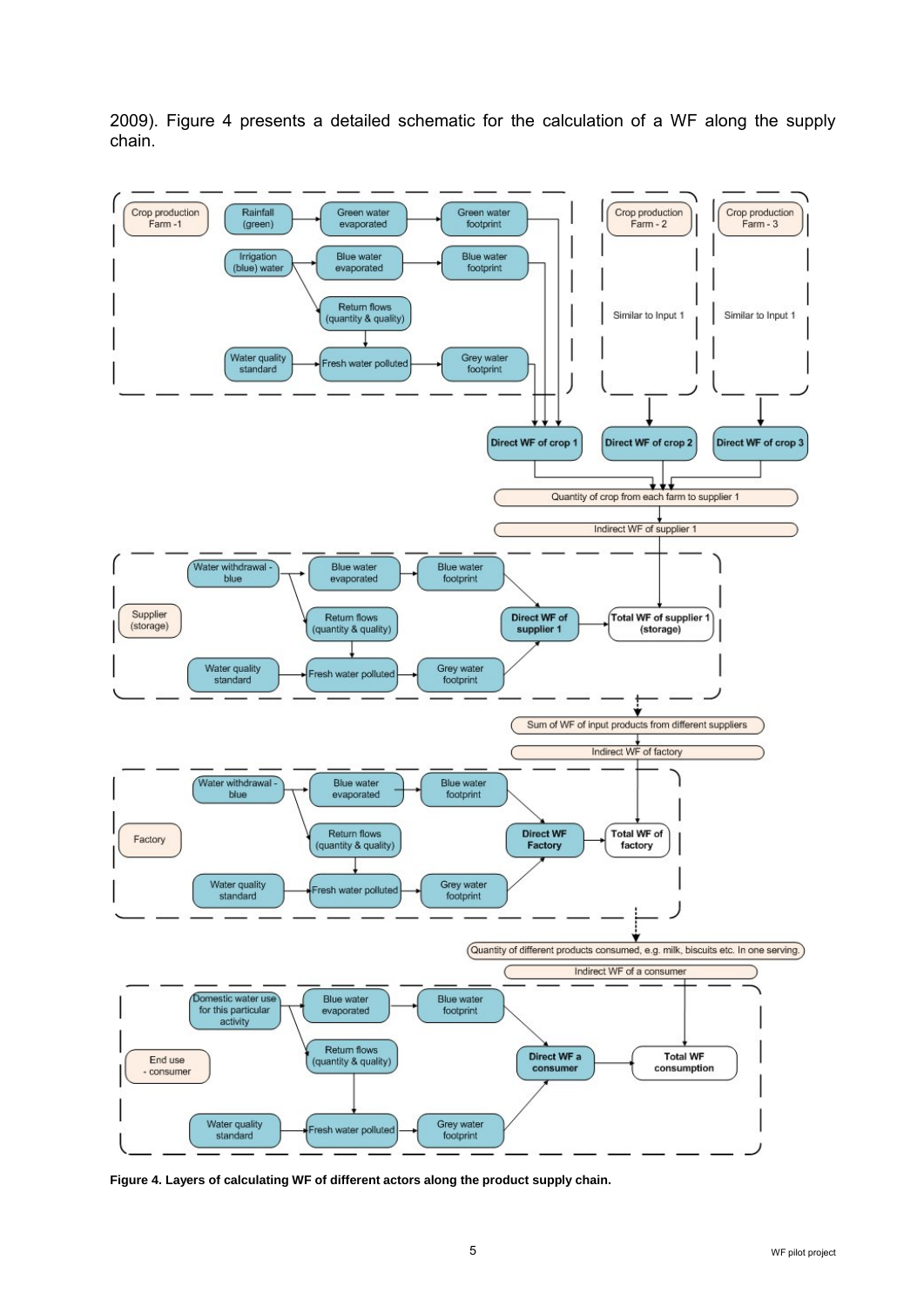2009). Figure 4 presents a detailed schematic for the calculation of a WF along the supply chain.

**Figure 4. Layers of calculating WF of different actors along the product supply chain.**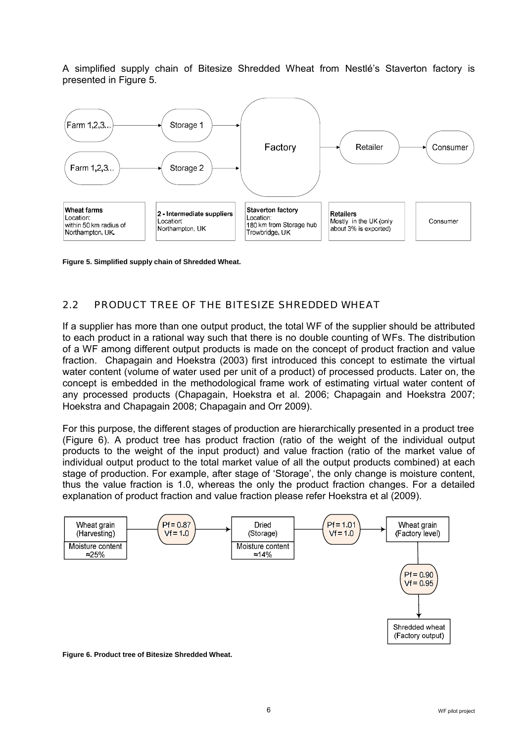A simplified supply chain of Bitesize Shredded Wheat from Nestlé's Staverton factory is presented in Figure 5.

**Figure 5. Simplified supply chain of Shredded Wheat.**

## 2.2 PRODUCT TREE OF THE BITESIZE SHREDDED WHEAT

If a supplier has more than one output product, the total WF of the supplier should be attributed to each product in a rational way such that there is no double counting of WFs. The distribution of a WF among different output products is made on the concept of product fraction and value fraction. Chapagain and Hoekstra (2003) first introduced this concept to estimate the virtual water content (volume of water used per unit of a product) of processed products. Later on, the concept is embedded in the methodological frame work of estimating virtual water content of any processed products (Chapagain, Hoekstra et al. 2006; Chapagain and Hoekstra 2007; Hoekstra and Chapagain 2008; Chapagain and Orr 2009).

For this purpose, the different stages of production are hierarchically presented in a product tree (Figure 6). A product tree has product fraction (ratio of the weight of the individual output products to the weight of the input product) and value fraction (ratio of the market value of individual output product to the total market value of all the output products combined) at each stage of production. For example, after stage of 'Storage', the only change is moisture content, thus the value fraction is 1.0, whereas the only the product fraction changes. For a detailed explanation of product fraction and value fraction please refer Hoekstra et al (2009).

**Figure 6. Product tree of Bitesize Shredded Wheat.**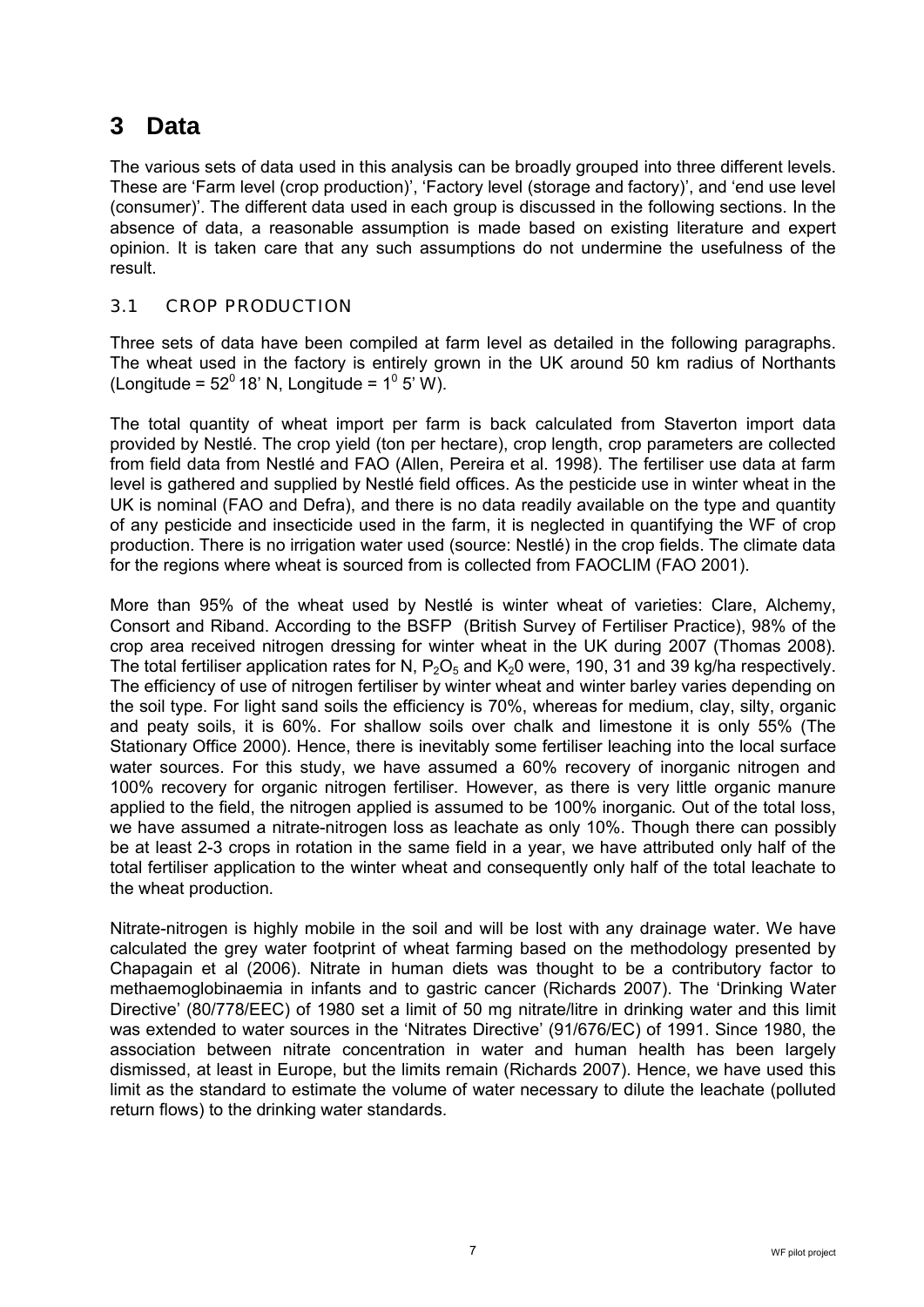# 3 Data

The various sets of data used in this analysis can be broadly grouped into three different levels. These are 'Farm level (crop production)', 'Factory level (storage and factory)', and 'end use level (consumer)'. The different data used in each group is discussed in the following sections. In the absence of data, a reasonable assumption is made based on existing literature and expert opinion. It is taken care that any such assumptions do not undermine the usefulness of the result.

## 3.1 CROP PRODUCTION

Three sets of data have been compiled at farm level as detailed in the following paragraphs. The wheat used in the factory is entirely grown in the UK around 50 km radius of Northants (Longitude = $52^0$ 18' N, Longitude = $1^0$ 5' W).

The total quantity of wheat import per farm is back calculated from Staverton import data provided by Nestlé. The crop yield (ton per hectare), crop length, crop parameters are collected from field data from Nestlé and FAO (Allen, Pereira et al. 1998). The fertiliser use data at farm level is gathered and supplied by Nestlé field offices. As the pesticide use in winter wheat in the UK is nominal (FAO and Defra), and there is no data readily available on the type and quantity of any pesticide and insecticide used in the farm, it is neglected in quantifying the WF of crop production. There is no irrigation water used (source: Nestlé) in the crop fields. The climate data for the regions where wheat is sourced from is collected from FAOCLIM (FAO 2001).

More than 95% of the wheat used by Nestlé is winter wheat of varieties: Clare, Alchemy, Consort and Riband. According to the BSFP (British Survey of Fertiliser Practice), 98% of the crop area received nitrogen dressing for winter wheat in the UK during 2007 (Thomas 2008). The total fertiliser application rates for N, $P_2O_5$ and $K_20$ were, 190, 31 and 39 kg/ha respectively. The efficiency of use of nitrogen fertiliser by winter wheat and winter barley varies depending on the soil type. For light sand soils the efficiency is 70%, whereas for medium, clay, silty, organic and peaty soils, it is 60%. For shallow soils over chalk and limestone it is only 55% (The Stationary Office 2000). Hence, there is inevitably some fertiliser leaching into the local surface water sources. For this study, we have assumed a 60% recovery of inorganic nitrogen and 100% recovery for organic nitrogen fertiliser. However, as there is very little organic manure applied to the field, the nitrogen applied is assumed to be 100% inorganic. Out of the total loss, we have assumed a nitrate-nitrogen loss as leachate as only 10%. Though there can possibly be at least 2-3 crops in rotation in the same field in a year, we have attributed only half of the total fertiliser application to the winter wheat and consequently only half of the total leachate to the wheat production.

Nitrate-nitrogen is highly mobile in the soil and will be lost with any drainage water. We have calculated the grey water footprint of wheat farming based on the methodology presented by Chapagain et al (2006). Nitrate in human diets was thought to be a contributory factor to methaemoglobinaemia in infants and to gastric cancer (Richards 2007). The 'Drinking Water Directive' (80/778/EEC) of 1980 set a limit of 50 mg nitrate/litre in drinking water and this limit was extended to water sources in the 'Nitrates Directive' (91/676/EC) of 1991. Since 1980, the association between nitrate concentration in water and human health has been largely dismissed, at least in Europe, but the limits remain (Richards 2007). Hence, we have used this limit as the standard to estimate the volume of water necessary to dilute the leachate (polluted return flows) to the drinking water standards.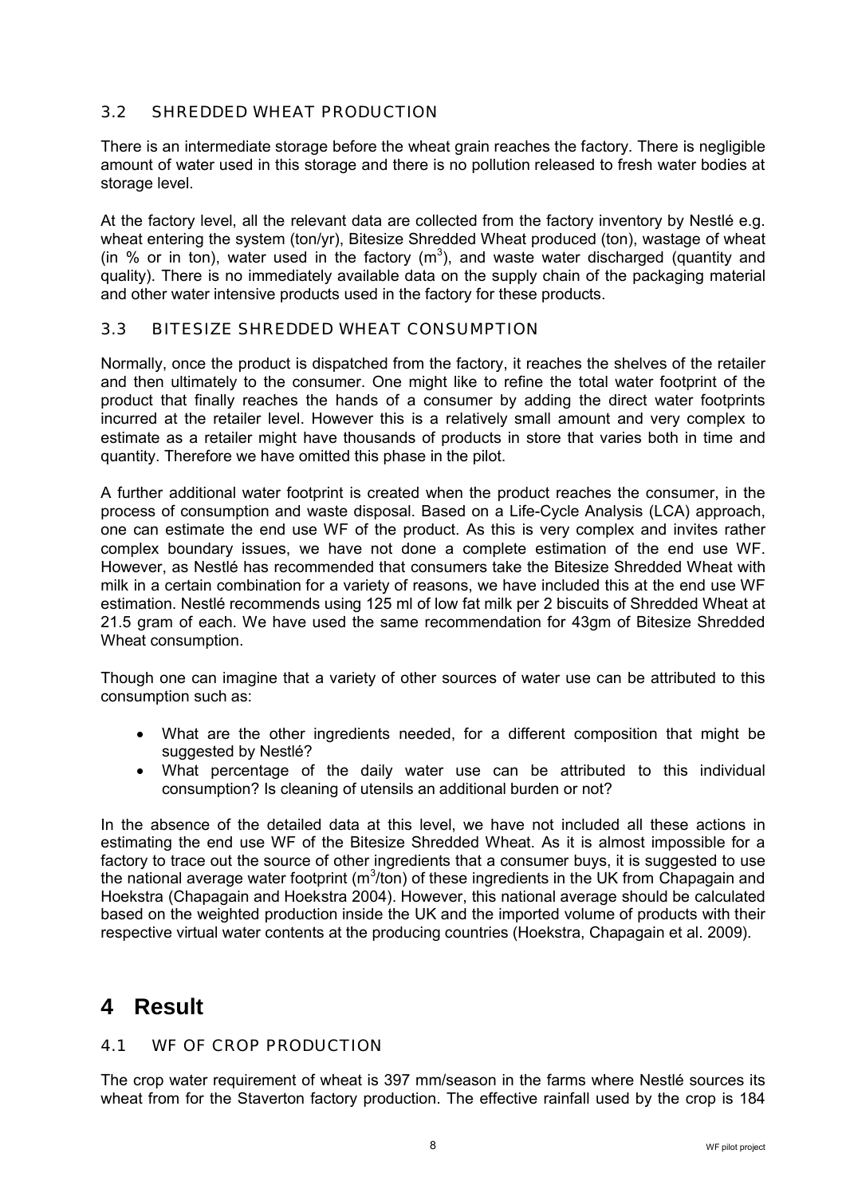### 3.2 SHREDDED WHEAT PRODUCTION

There is an intermediate storage before the wheat grain reaches the factory. There is negligible amount of water used in this storage and there is no pollution released to fresh water bodies at storage level.

At the factory level, all the relevant data are collected from the factory inventory by Nestlé e.g. wheat entering the system (ton/yr), Bitesize Shredded Wheat produced (ton), wastage of wheat (in % or in ton), water used in the factory ($m^3$), and waste water discharged (quantity and quality). There is no immediately available data on the supply chain of the packaging material and other water intensive products used in the factory for these products.

### 3.3 BITESIZE SHREDDED WHEAT CONSUMPTION

Normally, once the product is dispatched from the factory, it reaches the shelves of the retailer and then ultimately to the consumer. One might like to refine the total water footprint of the product that finally reaches the hands of a consumer by adding the direct water footprints incurred at the retailer level. However this is a relatively small amount and very complex to estimate as a retailer might have thousands of products in store that varies both in time and quantity. Therefore we have omitted this phase in the pilot.

A further additional water footprint is created when the product reaches the consumer, in the process of consumption and waste disposal. Based on a Life-Cycle Analysis (LCA) approach, one can estimate the end use WF of the product. As this is very complex and invites rather complex boundary issues, we have not done a complete estimation of the end use WF. However, as Nestlé has recommended that consumers take the Bitesize Shredded Wheat with milk in a certain combination for a variety of reasons, we have included this at the end use WF estimation. Nestlé recommends using 125 ml of low fat milk per 2 biscuits of Shredded Wheat at 21.5 gram of each. We have used the same recommendation for 43gm of Bitesize Shredded Wheat consumption.

Though one can imagine that a variety of other sources of water use can be attributed to this consumption such as:

- What are the other ingredients needed, for a different composition that might be suggested by Nestlé?
- What percentage of the daily water use can be attributed to this individual consumption? Is cleaning of utensils an additional burden or not?

In the absence of the detailed data at this level, we have not included all these actions in estimating the end use WF of the Bitesize Shredded Wheat. As it is almost impossible for a factory to trace out the source of other ingredients that a consumer buys, it is suggested to use the national average water footprint ($m^3$/ton) of these ingredients in the UK from Chapagain and Hoekstra (Chapagain and Hoekstra 2004). However, this national average should be calculated based on the weighted production inside the UK and the imported volume of products with their respective virtual water contents at the producing countries (Hoekstra, Chapagain et al. 2009).

# 4 Result

### 4.1 WF OF CROP PRODUCTION

The crop water requirement of wheat is 397 mm/season in the farms where Nestlé sources its wheat from for the Staverton factory production. The effective rainfall used by the crop is 184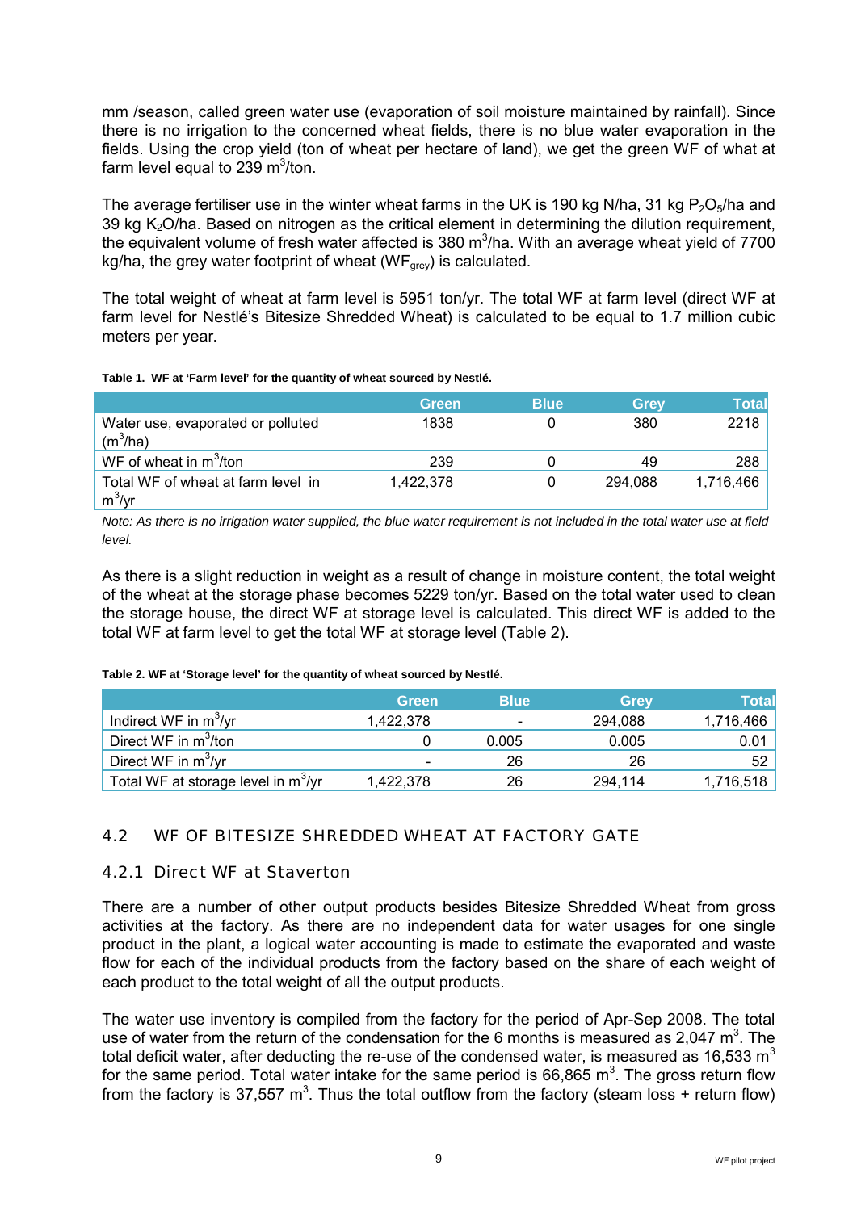mm /season, called green water use (evaporation of soil moisture maintained by rainfall). Since there is no irrigation to the concerned wheat fields, there is no blue water evaporation in the fields. Using the crop yield (ton of wheat per hectare of land), we get the green WF of what at farm level equal to 239 $m^3$/ton.

The average fertiliser use in the winter wheat farms in the UK is 190 kg N/ha, 31 kg $P_2O_5$/ha and 39 kg $K_2O$/ha. Based on nitrogen as the critical element in determining the dilution requirement, the equivalent volume of fresh water affected is 380 $m^3$/ha. With an average wheat yield of 7700 kg/ha, the grey water footprint of wheat ($WF_{grey}$) is calculated.

The total weight of wheat at farm level is 5951 ton/yr. The total WF at farm level (direct WF at farm level for Nestlé's Bitesize Shredded Wheat) is calculated to be equal to 1.7 million cubic meters per year.

**Table 1. WF at 'Farm level' for the quantity of wheat sourced by Nestlé.**

| | Green | Blue | Grey | Total |
|---|---|---|---|---|
| Water use, evaporated or polluted ($m^3$/ha) | 1838 | 0 | 380 | 2218 |
| WF of wheat in $m^3$/ton | 239 | 0 | 49 | 288 |
| Total WF of wheat at farm level in $m^3$/yr | 1,422,378 | 0 | 294,088 | 1,716,466 |

*Note: As there is no irrigation water supplied, the blue water requirement is not included in the total water use at field level.*

As there is a slight reduction in weight as a result of change in moisture content, the total weight of the wheat at the storage phase becomes 5229 ton/yr. Based on the total water used to clean the storage house, the direct WF at storage level is calculated. This direct WF is added to the total WF at farm level to get the total WF at storage level (Table 2).

**Table 2. WF at 'Storage level' for the quantity of wheat sourced by Nestlé.**

| | Green | Blue | Grey | Total |
|---|---|---|---|---|
| Indirect WF in $m^3$/yr | 1,422,378 | - | 294,088 | 1,716,466 |
| Direct WF in $m^3$/ton | 0 | 0.005 | 0.005 | 0.01 |
| Direct WF in $m^3$/yr | - | 26 | 26 | 52 |
| Total WF at storage level in $m^3$/yr | 1,422,378 | 26 | 294,114 | 1,716,518 |

## 4.2 WF OF BITESIZE SHREDDED WHEAT AT FACTORY GATE

### 4.2.1 Direct WF at Staverton

There are a number of other output products besides Bitesize Shredded Wheat from gross activities at the factory. As there are no independent data for water usages for one single product in the plant, a logical water accounting is made to estimate the evaporated and waste flow for each of the individual products from the factory based on the share of each weight of each product to the total weight of all the output products.

The water use inventory is compiled from the factory for the period of Apr-Sep 2008. The total use of water from the return of the condensation for the 6 months is measured as 2,047 $m^3$. The total deficit water, after deducting the re-use of the condensed water, is measured as 16,533 $m^3$ for the same period. Total water intake for the same period is 66,865 $m^3$. The gross return flow from the factory is 37,557 $m^3$. Thus the total outflow from the factory (steam loss + return flow)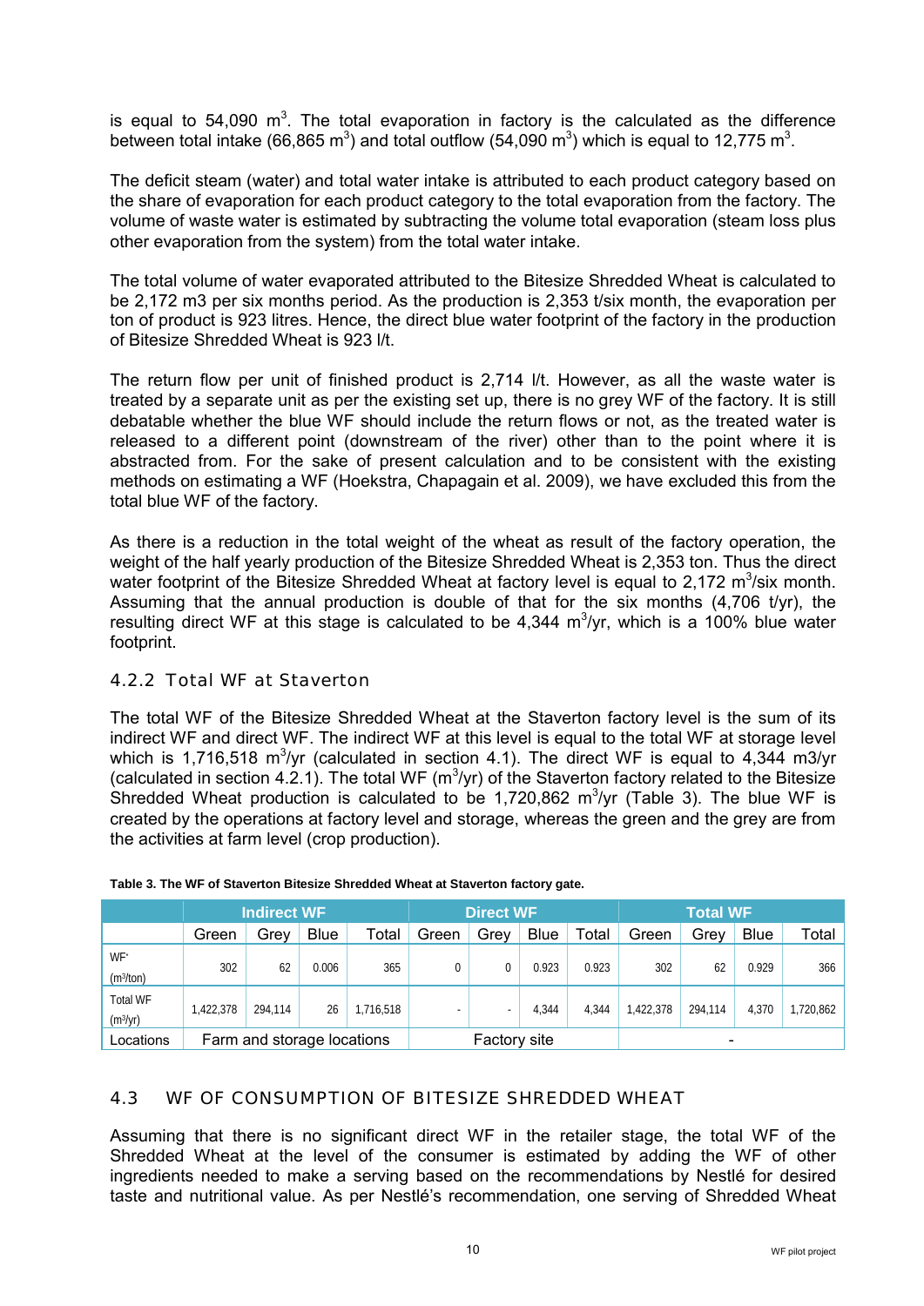is equal to 54,090 m$^3$. The total evaporation in factory is the calculated as the difference between total intake (66,865 m$^3$) and total outflow (54,090 m$^3$) which is equal to 12,775 m$^3$.

The deficit steam (water) and total water intake is attributed to each product category based on the share of evaporation for each product category to the total evaporation from the factory. The volume of waste water is estimated by subtracting the volume total evaporation (steam loss plus other evaporation from the system) from the total water intake.

The total volume of water evaporated attributed to the Bitesize Shredded Wheat is calculated to be 2,172 m3 per six months period. As the production is 2,353 t/six month, the evaporation per ton of product is 923 litres. Hence, the direct blue water footprint of the factory in the production of Bitesize Shredded Wheat is 923 l/t.

The return flow per unit of finished product is 2,714 l/t. However, as all the waste water is treated by a separate unit as per the existing set up, there is no grey WF of the factory. It is still debatable whether the blue WF should include the return flows or not, as the treated water is released to a different point (downstream of the river) other than to the point where it is abstracted from. For the sake of present calculation and to be consistent with the existing methods on estimating a WF (Hoekstra, Chapagain et al. 2009), we have excluded this from the total blue WF of the factory.

As there is a reduction in the total weight of the wheat as result of the factory operation, the weight of the half yearly production of the Bitesize Shredded Wheat is 2,353 ton. Thus the direct water footprint of the Bitesize Shredded Wheat at factory level is equal to 2,172 m$^3$/six month. Assuming that the annual production is double of that for the six months (4,706 t/yr), the resulting direct WF at this stage is calculated to be 4,344 m$^3$/yr, which is a 100% blue water footprint.

### 4.2.2 Total WF at Staverton

The total WF of the Bitesize Shredded Wheat at the Staverton factory level is the sum of its indirect WF and direct WF. The indirect WF at this level is equal to the total WF at storage level which is 1,716,518 m$^3$/yr (calculated in section 4.1). The direct WF is equal to 4,344 m3/yr (calculated in section 4.2.1). The total WF (m$^3$/yr) of the Staverton factory related to the Bitesize Shredded Wheat production is calculated to be 1,720,862 m$^3$/yr (Table 3). The blue WF is created by the operations at factory level and storage, whereas the green and the grey are from the activities at farm level (crop production).

**Table 3. The WF of Staverton Bitesize Shredded Wheat at Staverton factory gate.**

| | Indirect WF | | | | Direct WF | | | | Total WF | | | |
|---|---|---|---|---|---|---|---|---|---|---|---|---|
| | Green | Grey | Blue | Total | Green | Grey | Blue | Total | Green | Grey | Blue | Total |
| WF' (m$^3$/ton) | 302 | 62 | 0.006 | 365 | 0 | 0 | 0.923 | 0.923 | 302 | 62 | 0.929 | 366 |
| Total WF (m$^3$/yr) | 1,422,378 | 294,114 | 26 | 1,716,518 | - | - | 4,344 | 4,344 | 1,422,378 | 294,114 | 4,370 | 1,720,862 |
| Locations | Farm and storage locations | | | | Factory site | | | | - | | | |

## 4.3 WF OF CONSUMPTION OF BITESIZE SHREDDED WHEAT

Assuming that there is no significant direct WF in the retailer stage, the total WF of the Shredded Wheat at the level of the consumer is estimated by adding the WF of other ingredients needed to make a serving based on the recommendations by Nestlé for desired taste and nutritional value. As per Nestlé's recommendation, one serving of Shredded Wheat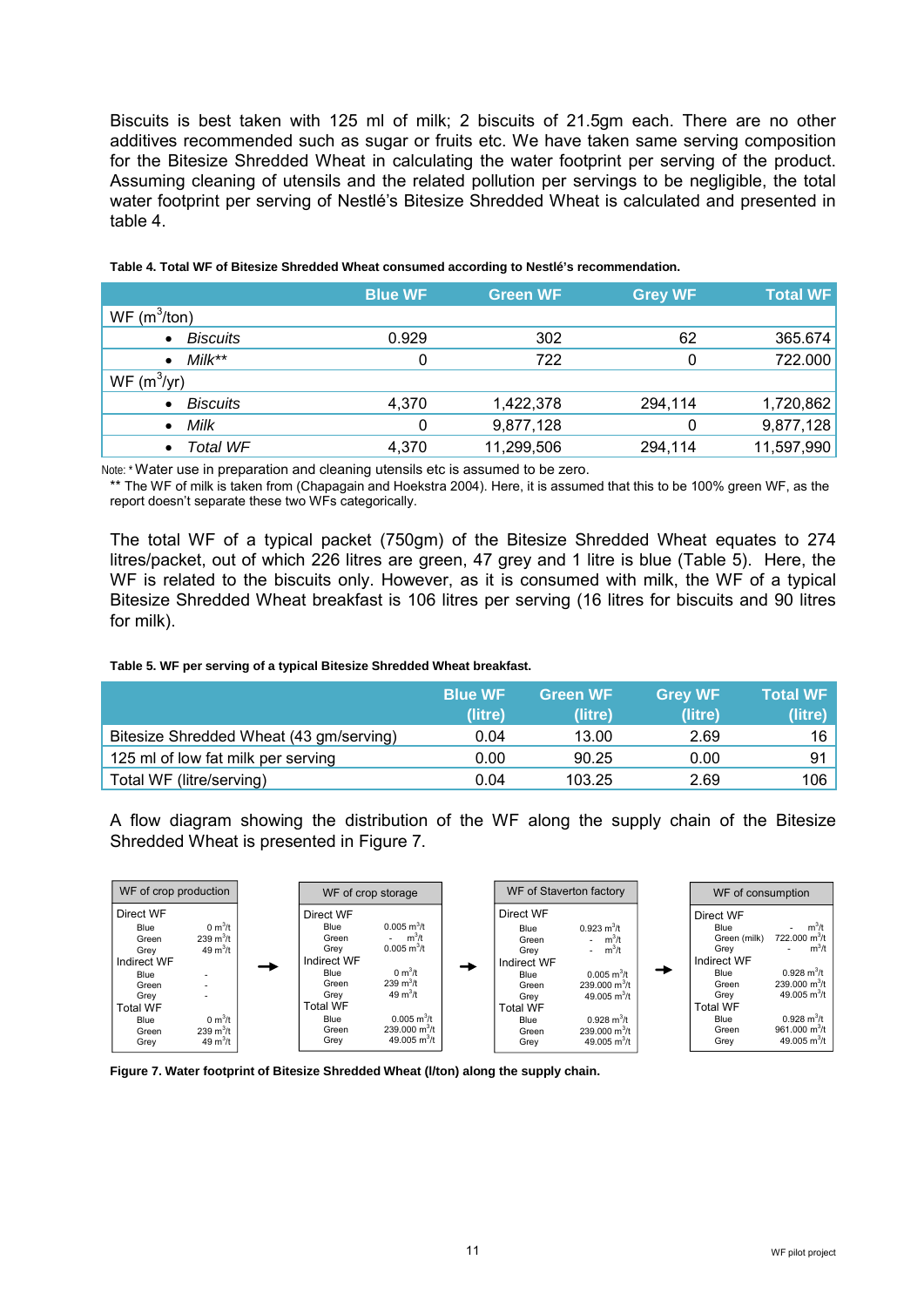Biscuits is best taken with 125 ml of milk; 2 biscuits of 21.5gm each. There are no other additives recommended such as sugar or fruits etc. We have taken same serving composition for the Bitesize Shredded Wheat in calculating the water footprint per serving of the product. Assuming cleaning of utensils and the related pollution per servings to be negligible, the total water footprint per serving of Nestlé's Bitesize Shredded Wheat is calculated and presented in table 4.

**Table 4. Total WF of Bitesize Shredded Wheat consumed according to Nestlé's recommendation.**

| | Blue WF | Green WF | Grey WF | Total WF |
|---|---|---|---|---|
| WF ($m^3$/ton) | | | | |
| • *Biscuits* | 0.929 | 302 | 62 | 365.674 |
| • *Milk*** | 0 | 722 | 0 | 722.000 |
| WF ($m^3$/yr) | | | | |
| • *Biscuits* | 4,370 | 1,422,378 | 294,114 | 1,720,862 |
| • *Milk* | 0 | 9,877,128 | 0 | 9,877,128 |
| • *Total WF* | 4,370 | 11,299,506 | 294,114 | 11,597,990 |

Note: * Water use in preparation and cleaning utensils etc is assumed to be zero.
** The WF of milk is taken from (Chapagain and Hoekstra 2004). Here, it is assumed that this to be 100% green WF, as the report doesn't separate these two WFs categorically.

The total WF of a typical packet (750gm) of the Bitesize Shredded Wheat equates to 274 litres/packet, out of which 226 litres are green, 47 grey and 1 litre is blue (Table 5). Here, the WF is related to the biscuits only. However, as it is consumed with milk, the WF of a typical Bitesize Shredded Wheat breakfast is 106 litres per serving (16 litres for biscuits and 90 litres for milk).

**Table 5. WF per serving of a typical Bitesize Shredded Wheat breakfast.**

| | Blue WF (litre) | Green WF (litre) | Grey WF (litre) | Total WF (litre) |
|---|---|---|---|---|
| Bitesize Shredded Wheat (43 gm/serving) | 0.04 | 13.00 | 2.69 | 16 |
| 125 ml of low fat milk per serving | 0.00 | 90.25 | 0.00 | 91 |
| Total WF (litre/serving) | 0.04 | 103.25 | 2.69 | 106 |

A flow diagram showing the distribution of the WF along the supply chain of the Bitesize Shredded Wheat is presented in Figure 7.

| WF of crop production | | → | WF of crop storage | | → | WF of Staverton factory | | → | WF of consumption | |
|---|---|---|---|---|---|---|---|---|---|---|
| **Direct WF** | | | **Direct WF** | | | **Direct WF** | | | **Direct WF** | |
| Blue | 0 $m^3$/t | | Blue | 0.005 $m^3$/t | | Blue | 0.923 $m^3$/t | | Blue | - $m^3$/t |
| Green | 239 $m^3$/t | | Green | - $m^3$/t | | Green | - $m^3$/t | | Green (milk) | 722.000 $m^3$/t |
| Grey | 49 $m^3$/t | | Grey | 0.005 $m^3$/t | | Grey | - $m^3$/t | | Grey | - $m^3$/t |
| **Indirect WF** | | | **Indirect WF** | | | **Indirect WF** | | | **Indirect WF** | |
| Blue | - | | Blue | 0 $m^3$/t | | Blue | 0.005 $m^3$/t | | Blue | 0.928 $m^3$/t |
| Green | - | | Green | 239 $m^3$/t | | Green | 239.000 $m^3$/t | | Green | 239.000 $m^3$/t |
| Grey | - | | Grey | 49 $m^3$/t | | Grey | 49.005 $m^3$/t | | Grey | 49.005 $m^3$/t |
| **Total WF** | | | **Total WF** | | | **Total WF** | | | **Total WF** | |
| Blue | 0 $m^3$/t | | Blue | 0.005 $m^3$/t | | Blue | 0.928 $m^3$/t | | Blue | 0.928 $m^3$/t |
| Green | 239 $m^3$/t | | Green | 239.000 $m^3$/t | | Green | 239.000 $m^3$/t | | Green | 961.000 $m^3$/t |
| Grey | 49 $m^3$/t | | Grey | 49.005 $m^3$/t | | Grey | 49.005 $m^3$/t | | Grey | 49.005 $m^3$/t |

**Figure 7. Water footprint of Bitesize Shredded Wheat (l/ton) along the supply chain.**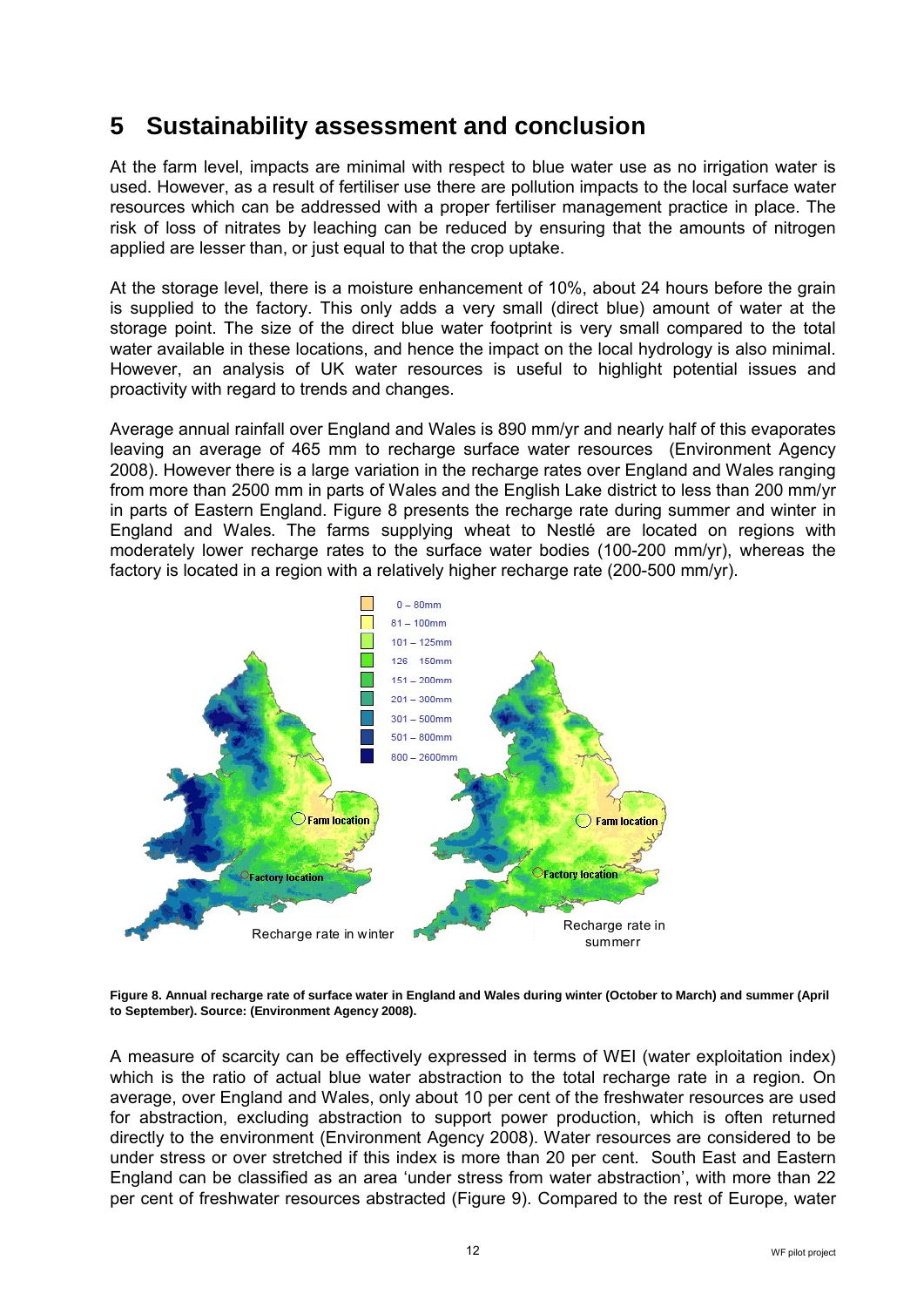# 5 Sustainability assessment and conclusion

At the farm level, impacts are minimal with respect to blue water use as no irrigation water is used. However, as a result of fertiliser use there are pollution impacts to the local surface water resources which can be addressed with a proper fertiliser management practice in place. The risk of loss of nitrates by leaching can be reduced by ensuring that the amounts of nitrogen applied are lesser than, or just equal to that the crop uptake.

At the storage level, there is a moisture enhancement of 10%, about 24 hours before the grain is supplied to the factory. This only adds a very small (direct blue) amount of water at the storage point. The size of the direct blue water footprint is very small compared to the total water available in these locations, and hence the impact on the local hydrology is also minimal. However, an analysis of UK water resources is useful to highlight potential issues and proactivity with regard to trends and changes.

Average annual rainfall over England and Wales is 890 mm/yr and nearly half of this evaporates leaving an average of 465 mm to recharge surface water resources (Environment Agency 2008). However there is a large variation in the recharge rates over England and Wales ranging from more than 2500 mm in parts of Wales and the English Lake district to less than 200 mm/yr in parts of Eastern England. Figure 8 presents the recharge rate during summer and winter in England and Wales. The farms supplying wheat to Nestlé are located on regions with moderately lower recharge rates to the surface water bodies (100-200 mm/yr), whereas the factory is located in a region with a relatively higher recharge rate (200-500 mm/yr).

**Figure 8. Annual recharge rate of surface water in England and Wales during winter (October to March) and summer (April to September). Source: (Environment Agency 2008).**

A measure of scarcity can be effectively expressed in terms of WEI (water exploitation index) which is the ratio of actual blue water abstraction to the total recharge rate in a region. On average, over England and Wales, only about 10 per cent of the freshwater resources are used for abstraction, excluding abstraction to support power production, which is often returned directly to the environment (Environment Agency 2008). Water resources are considered to be under stress or over stretched if this index is more than 20 per cent. South East and Eastern England can be classified as an area 'under stress from water abstraction', with more than 22 per cent of freshwater resources abstracted (Figure 9). Compared to the rest of Europe, water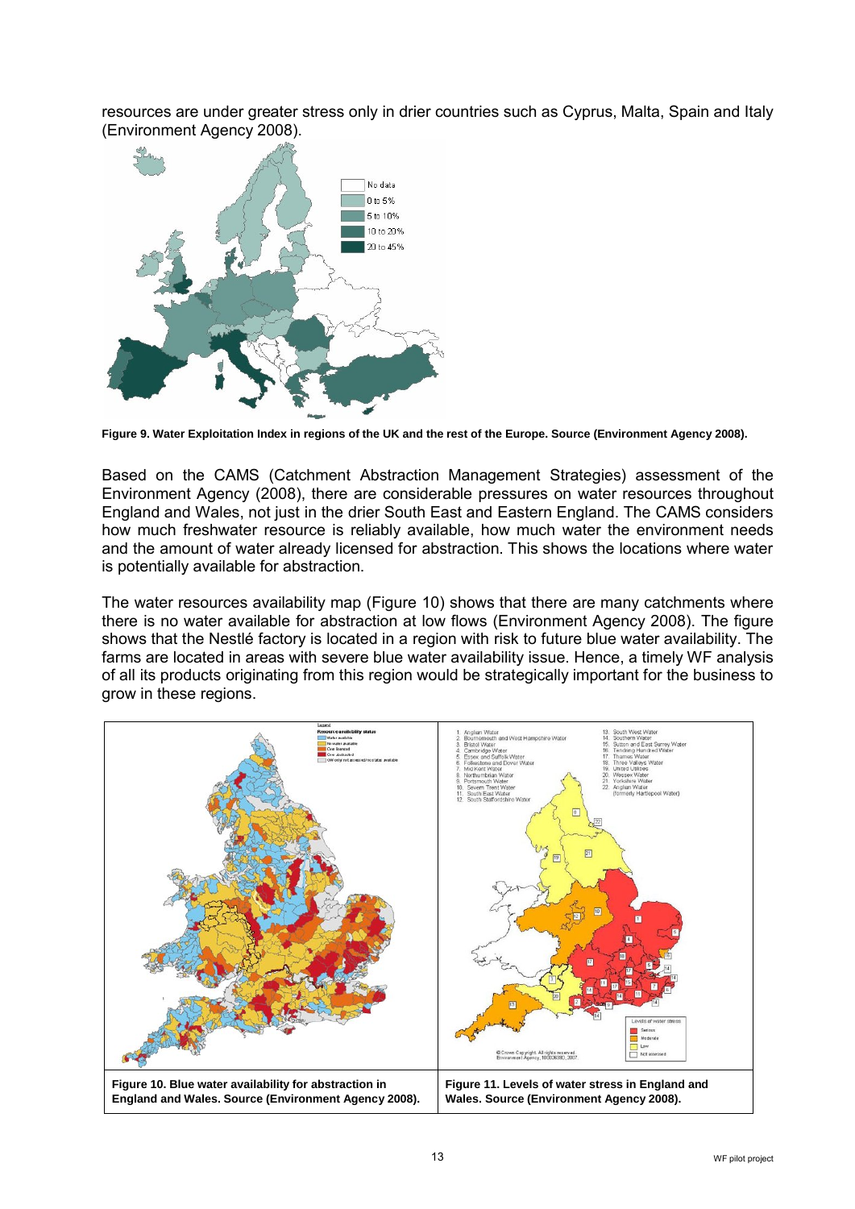resources are under greater stress only in drier countries such as Cyprus, Malta, Spain and Italy (Environment Agency 2008).

**Figure 9. Water Exploitation Index in regions of the UK and the rest of the Europe. Source (Environment Agency 2008).**

Based on the CAMS (Catchment Abstraction Management Strategies) assessment of the Environment Agency (2008), there are considerable pressures on water resources throughout England and Wales, not just in the drier South East and Eastern England. The CAMS considers how much freshwater resource is reliably available, how much water the environment needs and the amount of water already licensed for abstraction. This shows the locations where water is potentially available for abstraction.

The water resources availability map (Figure 10) shows that there are many catchments where there is no water available for abstraction at low flows (Environment Agency 2008). The figure shows that the Nestlé factory is located in a region with risk to future blue water availability. The farms are located in areas with severe blue water availability issue. Hence, a timely WF analysis of all its products originating from this region would be strategically important for the business to grow in these regions.

**Figure 10. Blue water availability for abstraction in England and Wales. Source (Environment Agency 2008).**

**Figure 11. Levels of water stress in England and Wales. Source (Environment Agency 2008).**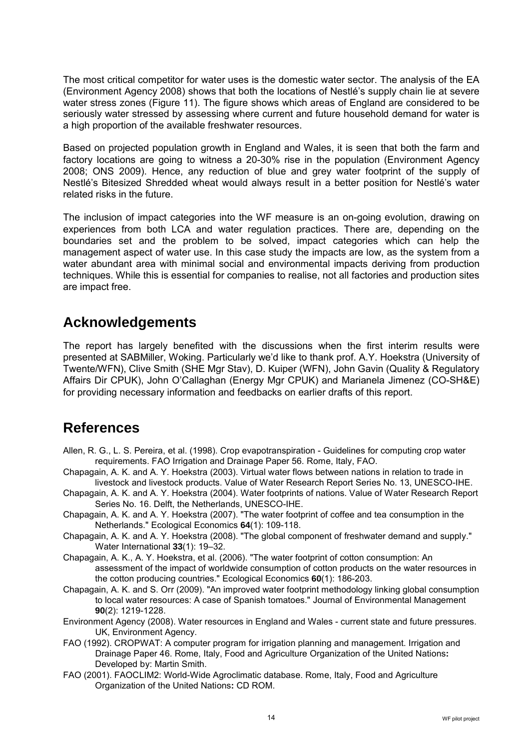The most critical competitor for water uses is the domestic water sector. The analysis of the EA (Environment Agency 2008) shows that both the locations of Nestlé's supply chain lie at severe water stress zones (Figure 11). The figure shows which areas of England are considered to be seriously water stressed by assessing where current and future household demand for water is a high proportion of the available freshwater resources.

Based on projected population growth in England and Wales, it is seen that both the farm and factory locations are going to witness a 20-30% rise in the population (Environment Agency 2008; ONS 2009). Hence, any reduction of blue and grey water footprint of the supply of Nestlé's Bitesized Shredded wheat would always result in a better position for Nestlé's water related risks in the future.

The inclusion of impact categories into the WF measure is an on-going evolution, drawing on experiences from both LCA and water regulation practices. There are, depending on the boundaries set and the problem to be solved, impact categories which can help the management aspect of water use. In this case study the impacts are low, as the system from a water abundant area with minimal social and environmental impacts deriving from production techniques. While this is essential for companies to realise, not all factories and production sites are impact free.

## Acknowledgements

The report has largely benefited with the discussions when the first interim results were presented at SABMiller, Woking. Particularly we'd like to thank prof. A.Y. Hoekstra (University of Twente/WFN), Clive Smith (SHE Mgr Stav), D. Kuiper (WFN), John Gavin (Quality & Regulatory Affairs Dir CPUK), John O'Callaghan (Energy Mgr CPUK) and Marianela Jimenez (CO-SH&E) for providing necessary information and feedbacks on earlier drafts of this report.

## References

Allen, R. G., L. S. Pereira, et al. (1998). Crop evapotranspiration - Guidelines for computing crop water requirements. FAO Irrigation and Drainage Paper 56. Rome, Italy, FAO.

Chapagain, A. K. and A. Y. Hoekstra (2003). Virtual water flows between nations in relation to trade in livestock and livestock products. Value of Water Research Report Series No. 13, UNESCO-IHE.

Chapagain, A. K. and A. Y. Hoekstra (2004). Water footprints of nations. Value of Water Research Report Series No. 16. Delft, the Netherlands, UNESCO-IHE.

Chapagain, A. K. and A. Y. Hoekstra (2007). "The water footprint of coffee and tea consumption in the Netherlands." Ecological Economics **64**(1): 109-118.

Chapagain, A. K. and A. Y. Hoekstra (2008). "The global component of freshwater demand and supply." Water International **33**(1): 19–32.

Chapagain, A. K., A. Y. Hoekstra, et al. (2006). "The water footprint of cotton consumption: An assessment of the impact of worldwide consumption of cotton products on the water resources in the cotton producing countries." Ecological Economics **60**(1): 186-203.

Chapagain, A. K. and S. Orr (2009). "An improved water footprint methodology linking global consumption to local water resources: A case of Spanish tomatoes." Journal of Environmental Management **90**(2): 1219-1228.

Environment Agency (2008). Water resources in England and Wales - current state and future pressures. UK, Environment Agency.

FAO (1992). CROPWAT: A computer program for irrigation planning and management. Irrigation and Drainage Paper 46. Rome, Italy, Food and Agriculture Organization of the United Nations**:** Developed by: Martin Smith.

FAO (2001). FAOCLIM2: World-Wide Agroclimatic database. Rome, Italy, Food and Agriculture Organization of the United Nations**:** CD ROM.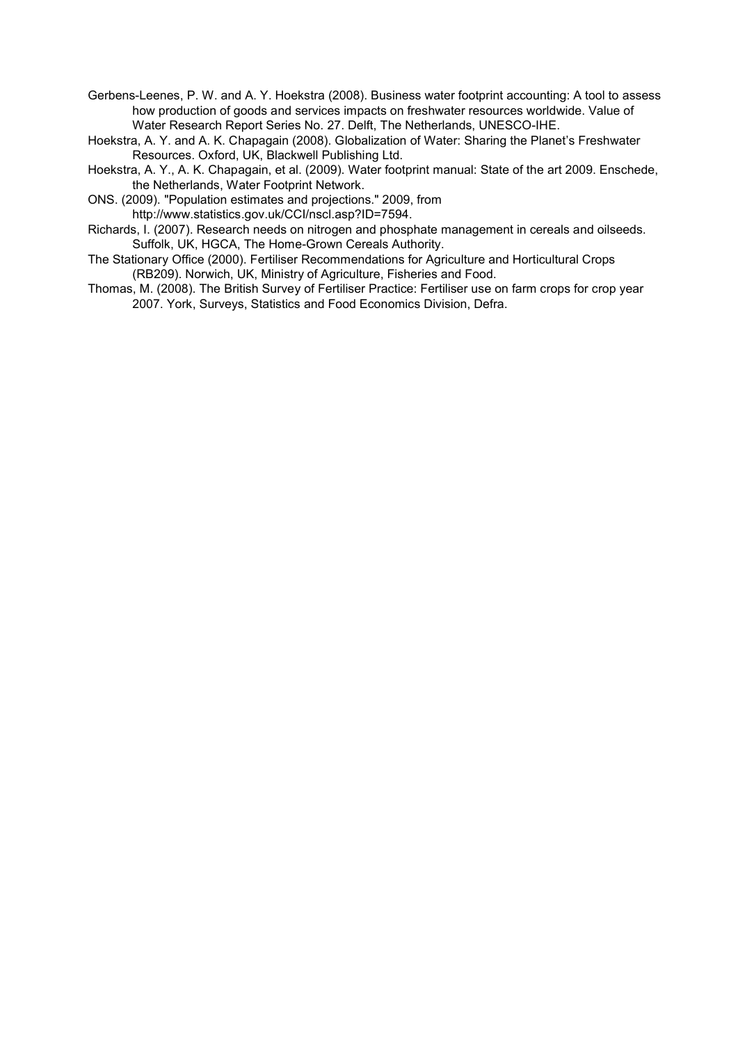Gerbens-Leenes, P. W. and A. Y. Hoekstra (2008). Business water footprint accounting: A tool to assess how production of goods and services impacts on freshwater resources worldwide. Value of Water Research Report Series No. 27. Delft, The Netherlands, UNESCO-IHE.

Hoekstra, A. Y. and A. K. Chapagain (2008). Globalization of Water: Sharing the Planet's Freshwater Resources. Oxford, UK, Blackwell Publishing Ltd.

Hoekstra, A. Y., A. K. Chapagain, et al. (2009). Water footprint manual: State of the art 2009. Enschede, the Netherlands, Water Footprint Network.

ONS. (2009). "Population estimates and projections." 2009, from http://www.statistics.gov.uk/CCI/nscl.asp?ID=7594.

Richards, I. (2007). Research needs on nitrogen and phosphate management in cereals and oilseeds. Suffolk, UK, HGCA, The Home-Grown Cereals Authority.

The Stationary Office (2000). Fertiliser Recommendations for Agriculture and Horticultural Crops (RB209). Norwich, UK, Ministry of Agriculture, Fisheries and Food.

Thomas, M. (2008). The British Survey of Fertiliser Practice: Fertiliser use on farm crops for crop year 2007. York, Surveys, Statistics and Food Economics Division, Defra.